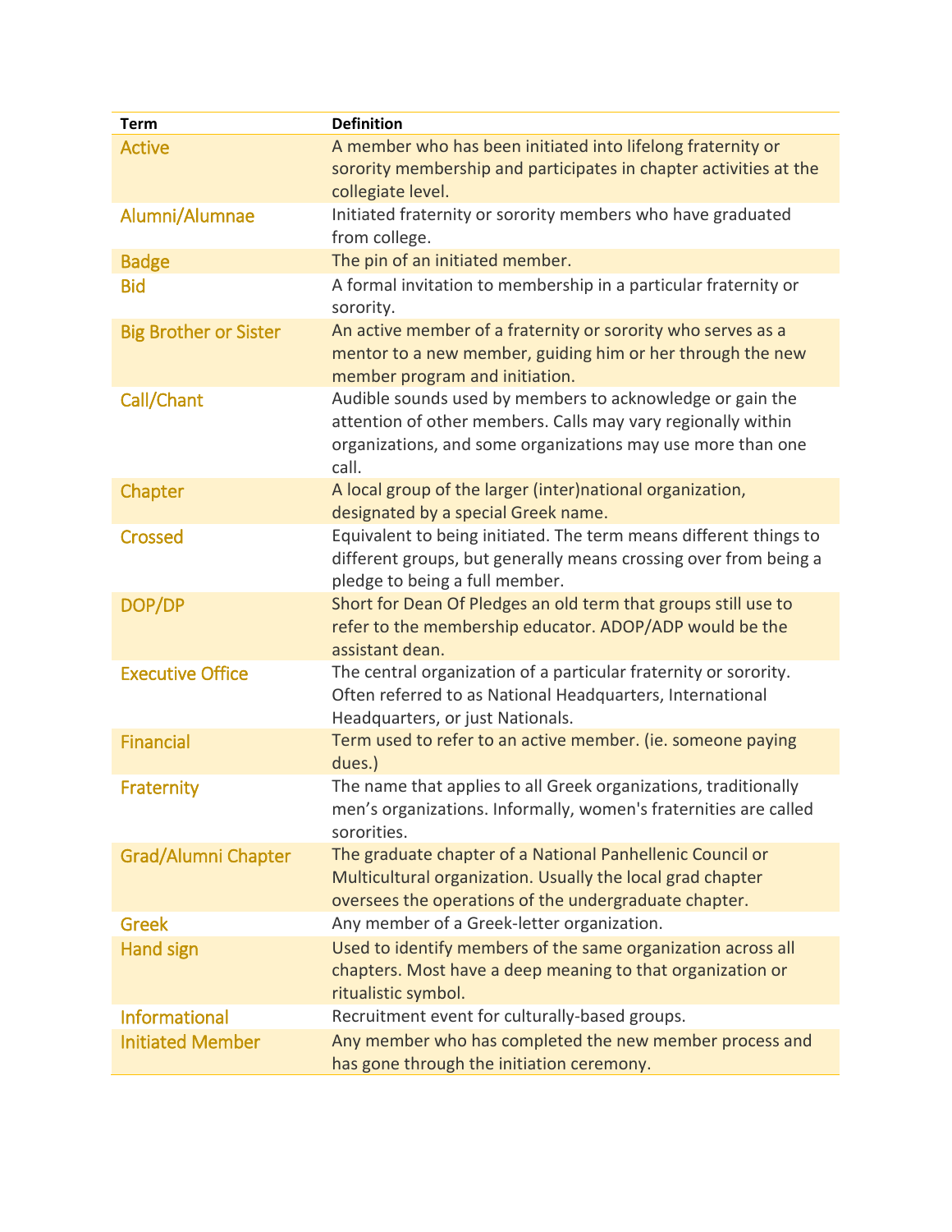| Term | Definition |
|---|---|
| Active | A member who has been initiated into lifelong fraternity or sorority membership and participates in chapter activities at the collegiate level. |
| Alumni/Alumnae | Initiated fraternity or sorority members who have graduated from college. |
| Badge | The pin of an initiated member. |
| Bid | A formal invitation to membership in a particular fraternity or sorority. |
| Big Brother or Sister | An active member of a fraternity or sorority who serves as a mentor to a new member, guiding him or her through the new member program and initiation. |
| Call/Chant | Audible sounds used by members to acknowledge or gain the attention of other members. Calls may vary regionally within organizations, and some organizations may use more than one call. |
| Chapter | A local group of the larger (inter)national organization, designated by a special Greek name. |
| Crossed | Equivalent to being initiated. The term means different things to different groups, but generally means crossing over from being a pledge to being a full member. |
| DOP/DP | Short for Dean Of Pledges an old term that groups still use to refer to the membership educator. ADOP/ADP would be the assistant dean. |
| Executive Office | The central organization of a particular fraternity or sorority. Often referred to as National Headquarters, International Headquarters, or just Nationals. |
| Financial | Term used to refer to an active member. (ie. someone paying dues.) |
| Fraternity | The name that applies to all Greek organizations, traditionally men's organizations. Informally, women's fraternities are called sororities. |
| Grad/Alumni Chapter | The graduate chapter of a National Panhellenic Council or Multicultural organization. Usually the local grad chapter oversees the operations of the undergraduate chapter. |
| Greek | Any member of a Greek-letter organization. |
| Hand sign | Used to identify members of the same organization across all chapters. Most have a deep meaning to that organization or ritualistic symbol. |
| Informational | Recruitment event for culturally-based groups. |
| Initiated Member | Any member who has completed the new member process and has gone through the initiation ceremony. |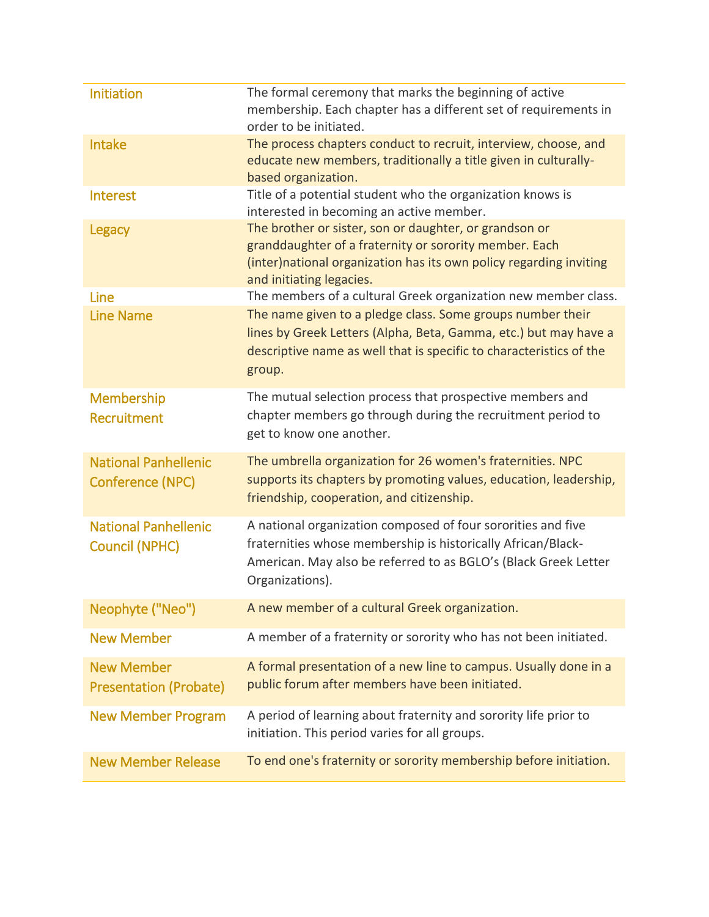| | |
|---|---|
| Initiation | The formal ceremony that marks the beginning of active membership. Each chapter has a different set of requirements in order to be initiated. |
| Intake | The process chapters conduct to recruit, interview, choose, and educate new members, traditionally a title given in culturally-based organization. |
| Interest | Title of a potential student who the organization knows is interested in becoming an active member. |
| Legacy | The brother or sister, son or daughter, or grandson or granddaughter of a fraternity or sorority member. Each (inter)national organization has its own policy regarding inviting and initiating legacies. |
| Line | The members of a cultural Greek organization new member class. |
| Line Name | The name given to a pledge class. Some groups number their lines by Greek Letters (Alpha, Beta, Gamma, etc.) but may have a descriptive name as well that is specific to characteristics of the group. |
| Membership Recruitment | The mutual selection process that prospective members and chapter members go through during the recruitment period to get to know one another. |
| National Panhellenic Conference (NPC) | The umbrella organization for 26 women's fraternities. NPC supports its chapters by promoting values, education, leadership, friendship, cooperation, and citizenship. |
| National Panhellenic Council (NPHC) | A national organization composed of four sororities and five fraternities whose membership is historically African/Black-American. May also be referred to as BGLO's (Black Greek Letter Organizations). |
| Neophyte ("Neo") | A new member of a cultural Greek organization. |
| New Member | A member of a fraternity or sorority who has not been initiated. |
| New Member Presentation (Probate) | A formal presentation of a new line to campus. Usually done in a public forum after members have been initiated. |
| New Member Program | A period of learning about fraternity and sorority life prior to initiation. This period varies for all groups. |
| New Member Release | To end one's fraternity or sorority membership before initiation. |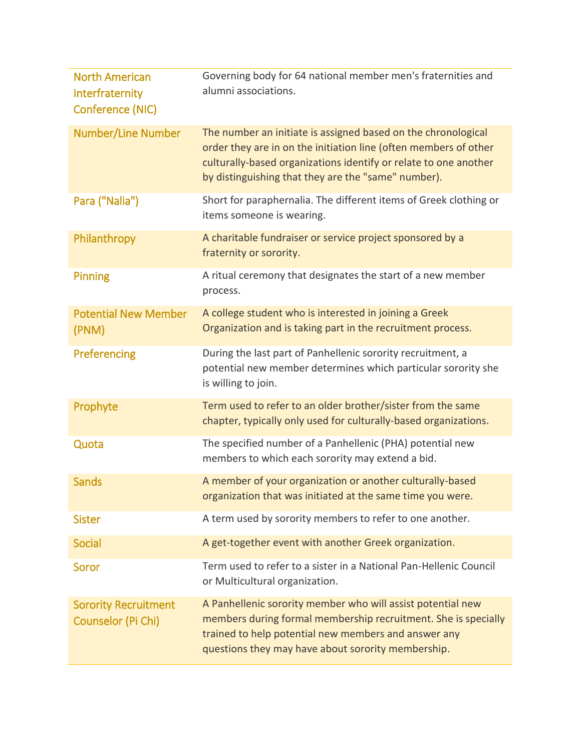| | |
|---|---|
| North American Interfraternity Conference (NIC) | Governing body for 64 national member men's fraternities and alumni associations. |
| Number/Line Number | The number an initiate is assigned based on the chronological order they are in on the initiation line (often members of other culturally-based organizations identify or relate to one another by distinguishing that they are the "same" number). |
| Para ("Nalia") | Short for paraphernalia. The different items of Greek clothing or items someone is wearing. |
| Philanthropy | A charitable fundraiser or service project sponsored by a fraternity or sorority. |
| Pinning | A ritual ceremony that designates the start of a new member process. |
| Potential New Member (PNM) | A college student who is interested in joining a Greek Organization and is taking part in the recruitment process. |
| Preferencing | During the last part of Panhellenic sorority recruitment, a potential new member determines which particular sorority she is willing to join. |
| Prophyte | Term used to refer to an older brother/sister from the same chapter, typically only used for culturally-based organizations. |
| Quota | The specified number of a Panhellenic (PHA) potential new members to which each sorority may extend a bid. |
| Sands | A member of your organization or another culturally-based organization that was initiated at the same time you were. |
| Sister | A term used by sorority members to refer to one another. |
| Social | A get-together event with another Greek organization. |
| Soror | Term used to refer to a sister in a National Pan-Hellenic Council or Multicultural organization. |
| Sorority Recruitment Counselor (Pi Chi) | A Panhellenic sorority member who will assist potential new members during formal membership recruitment. She is specially trained to help potential new members and answer any questions they may have about sorority membership. |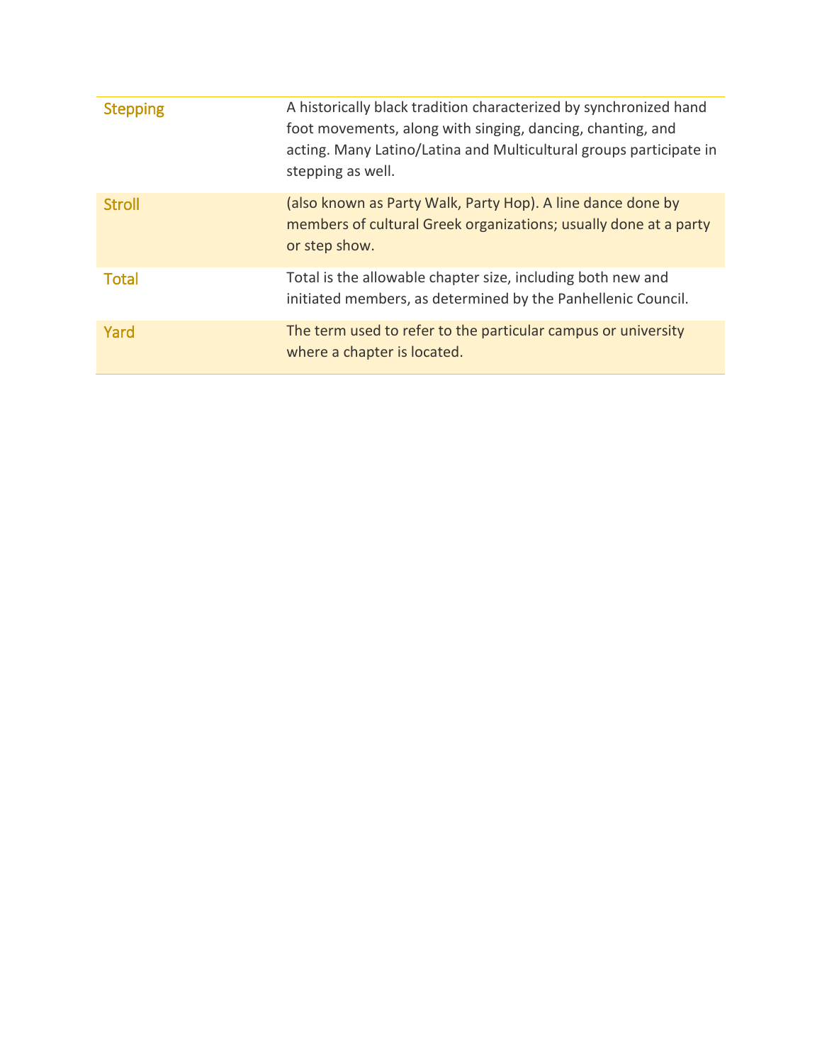| | |
|---|---|
| Stepping | A historically black tradition characterized by synchronized hand foot movements, along with singing, dancing, chanting, and acting. Many Latino/Latina and Multicultural groups participate in stepping as well. |
| Stroll | (also known as Party Walk, Party Hop). A line dance done by members of cultural Greek organizations; usually done at a party or step show. |
| Total | Total is the allowable chapter size, including both new and initiated members, as determined by the Panhellenic Council. |
| Yard | The term used to refer to the particular campus or university where a chapter is located. |